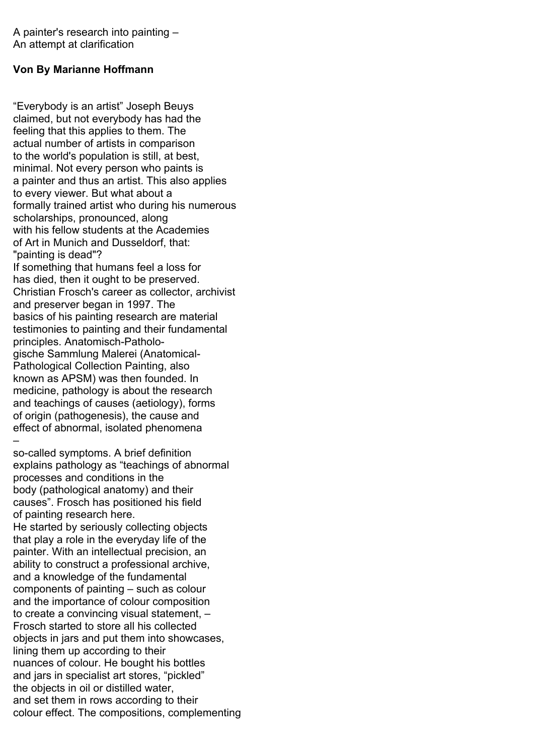A painter's research into painting –
An attempt at clarification

**Von By Marianne Hoffmann**

“Everybody is an artist” Joseph Beuys claimed, but not everybody has had the feeling that this applies to them. The actual number of artists in comparison to the world's population is still, at best, minimal. Not every person who paints is a painter and thus an artist. This also applies to every viewer. But what about a formally trained artist who during his numerous scholarships, pronounced, along with his fellow students at the Academies of Art in Munich and Dusseldorf, that: "painting is dead"?

If something that humans feel a loss for has died, then it ought to be preserved. Christian Frosch's career as collector, archivist and preserver began in 1997. The basics of his painting research are material testimonies to painting and their fundamental principles. Anatomisch-Pathologische Sammlung Malerei (Anatomical-Pathological Collection Painting, also known as APSM) was then founded. In medicine, pathology is about the research and teachings of causes (aetiology), forms of origin (pathogenesis), the cause and effect of abnormal, isolated phenomena – so-called symptoms. A brief definition explains pathology as “teachings of abnormal processes and conditions in the body (pathological anatomy) and their causes”. Frosch has positioned his field of painting research here.

He started by seriously collecting objects that play a role in the everyday life of the painter. With an intellectual precision, an ability to construct a professional archive, and a knowledge of the fundamental components of painting – such as colour and the importance of colour composition to create a convincing visual statement, – Frosch started to store all his collected objects in jars and put them into showcases, lining them up according to their nuances of colour. He bought his bottles and jars in specialist art stores, “pickled” the objects in oil or distilled water, and set them in rows according to their colour effect. The compositions, complementing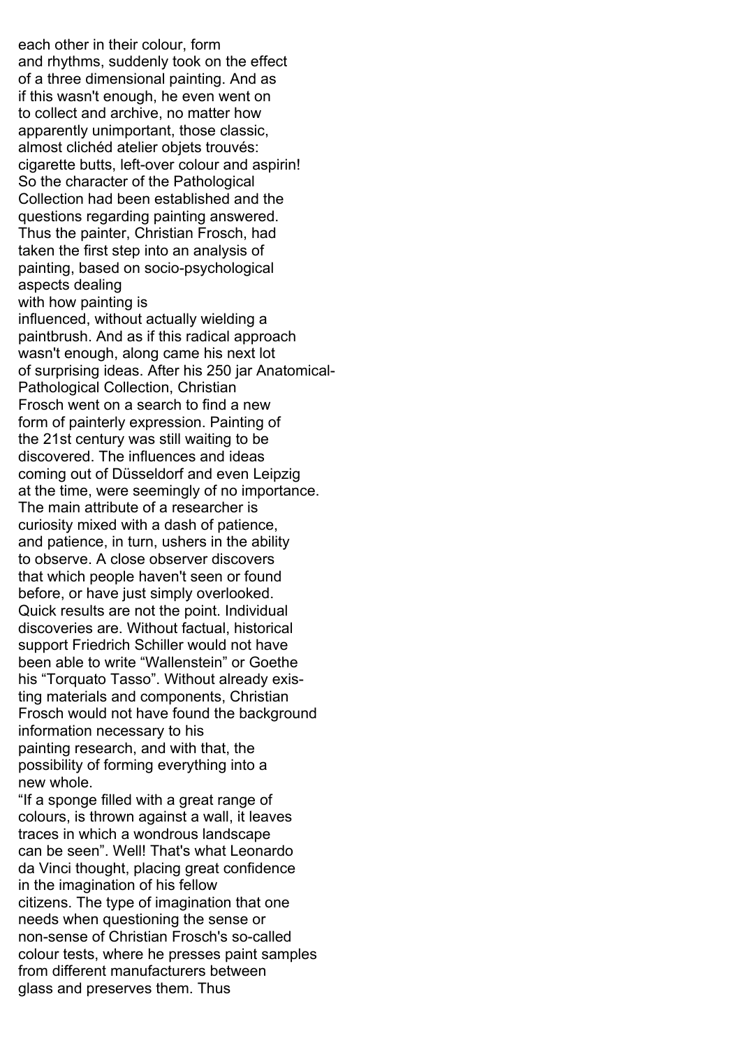each other in their colour, form and rhythms, suddenly took on the effect of a three dimensional painting. And as if this wasn't enough, he even went on to collect and archive, no matter how apparently unimportant, those classic, almost clichéd atelier objets trouvés: cigarette butts, left-over colour and aspirin! So the character of the Pathological Collection had been established and the questions regarding painting answered. Thus the painter, Christian Frosch, had taken the first step into an analysis of painting, based on socio-psychological aspects dealing with how painting is influenced, without actually wielding a paintbrush. And as if this radical approach wasn't enough, along came his next lot of surprising ideas. After his 250 jar Anatomical-Pathological Collection, Christian Frosch went on a search to find a new form of painterly expression. Painting of the 21st century was still waiting to be discovered. The influences and ideas coming out of Düsseldorf and even Leipzig at the time, were seemingly of no importance. The main attribute of a researcher is curiosity mixed with a dash of patience, and patience, in turn, ushers in the ability to observe. A close observer discovers that which people haven't seen or found before, or have just simply overlooked. Quick results are not the point. Individual discoveries are. Without factual, historical support Friedrich Schiller would not have been able to write "Wallenstein" or Goethe his "Torquato Tasso". Without already existing materials and components, Christian Frosch would not have found the background information necessary to his painting research, and with that, the possibility of forming everything into a new whole.

"If a sponge filled with a great range of colours, is thrown against a wall, it leaves traces in which a wondrous landscape can be seen". Well! That's what Leonardo da Vinci thought, placing great confidence in the imagination of his fellow citizens. The type of imagination that one needs when questioning the sense or non-sense of Christian Frosch's so-called colour tests, where he presses paint samples from different manufacturers between glass and preserves them. Thus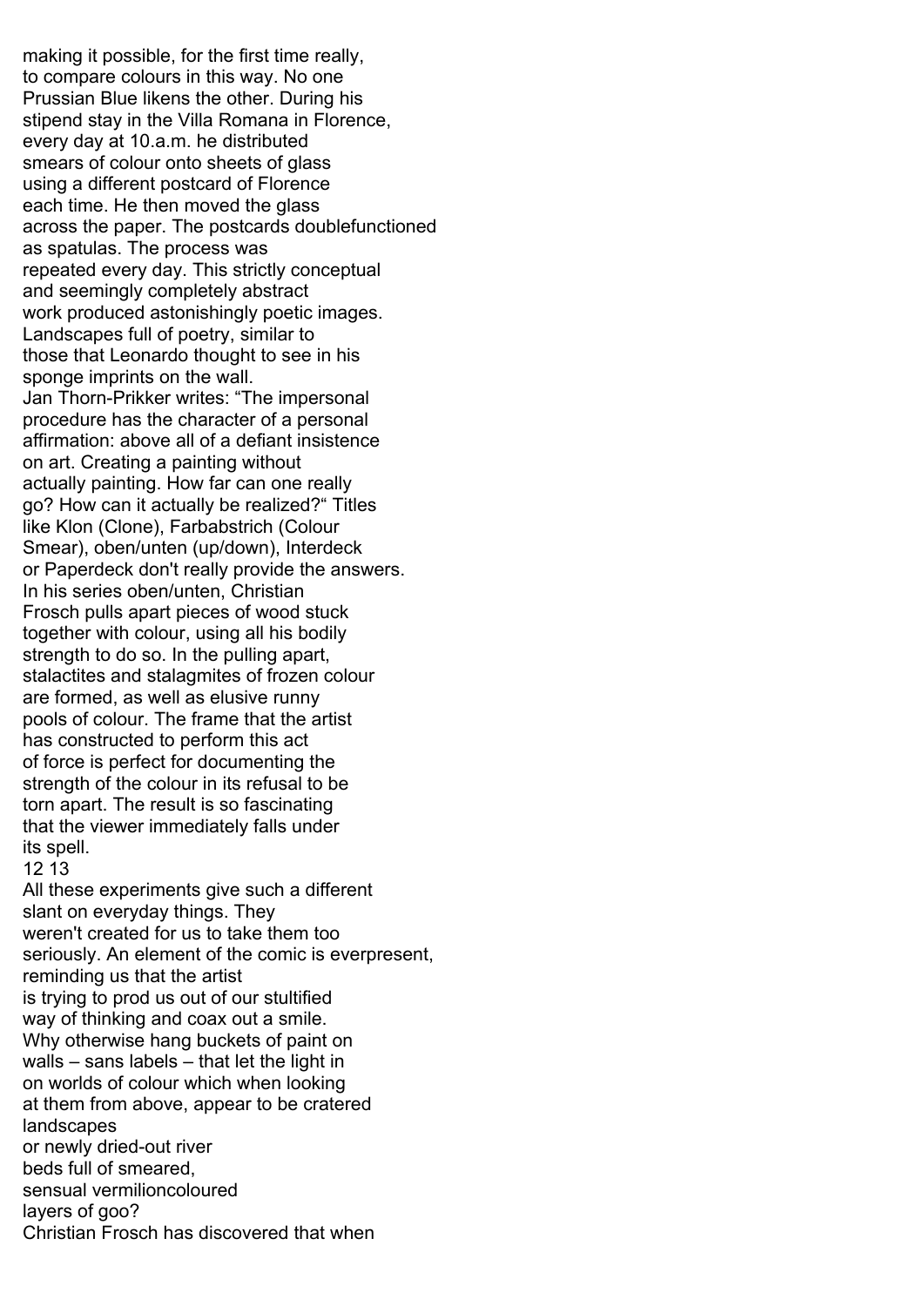making it possible, for the first time really, to compare colours in this way. No one Prussian Blue likens the other. During his stipend stay in the Villa Romana in Florence, every day at 10.a.m. he distributed smears of colour onto sheets of glass using a different postcard of Florence each time. He then moved the glass across the paper. The postcards doublefunctioned as spatulas. The process was repeated every day. This strictly conceptual and seemingly completely abstract work produced astonishingly poetic images. Landscapes full of poetry, similar to those that Leonardo thought to see in his sponge imprints on the wall.

Jan Thorn-Prikker writes: "The impersonal procedure has the character of a personal affirmation: above all of a defiant insistence on art. Creating a painting without actually painting. How far can one really go? How can it actually be realized?" Titles like Klon (Clone), Farbabstrich (Colour Smear), oben/unten (up/down), Interdeck or Paperdeck don't really provide the answers.

In his series oben/unten, Christian Frosch pulls apart pieces of wood stuck together with colour, using all his bodily strength to do so. In the pulling apart, stalactites and stalagmites of frozen colour are formed, as well as elusive runny pools of colour. The frame that the artist has constructed to perform this act of force is perfect for documenting the strength of the colour in its refusal to be torn apart. The result is so fascinating that the viewer immediately falls under its spell.

All these experiments give such a different slant on everyday things. They weren't created for us to take them too seriously. An element of the comic is everpresent, reminding us that the artist is trying to prod us out of our stultified way of thinking and coax out a smile. Why otherwise hang buckets of paint on walls – sans labels – that let the light in on worlds of colour which when looking at them from above, appear to be cratered landscapes or newly dried-out river beds full of smeared, sensual vermilioncoloured layers of goo?

Christian Frosch has discovered that when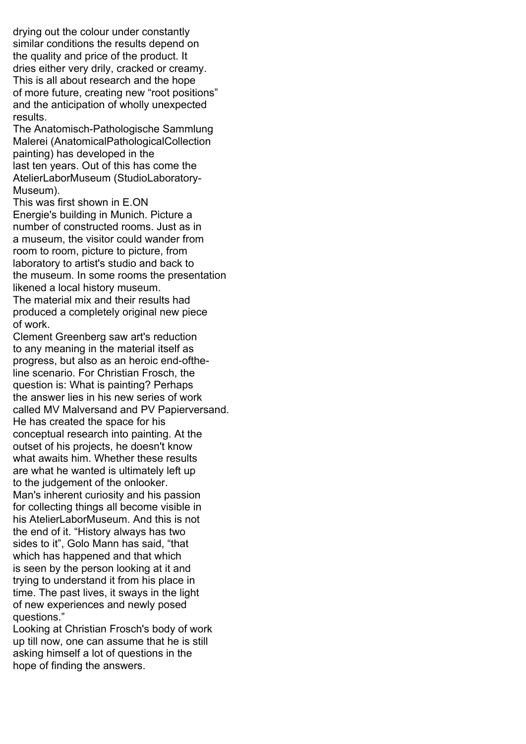drying out the colour under constantly similar conditions the results depend on the quality and price of the product. It dries either very drily, cracked or creamy. This is all about research and the hope of more future, creating new "root positions" and the anticipation of wholly unexpected results.

The Anatomisch-Pathologische Sammlung Malerei (AnatomicalPathologicalCollection painting) has developed in the last ten years. Out of this has come the AtelierLaborMuseum (StudioLaboratory-Museum).

This was first shown in E.ON Energie's building in Munich. Picture a number of constructed rooms. Just as in a museum, the visitor could wander from room to room, picture to picture, from laboratory to artist's studio and back to the museum. In some rooms the presentation likened a local history museum.

The material mix and their results had produced a completely original new piece of work.

Clement Greenberg saw art's reduction to any meaning in the material itself as progress, but also as an heroic end-oftheline scenario. For Christian Frosch, the question is: What is painting? Perhaps the answer lies in his new series of work called MV Malversand and PV Papierversand. He has created the space for his conceptual research into painting. At the outset of his projects, he doesn't know what awaits him. Whether these results are what he wanted is ultimately left up to the judgement of the onlooker.

Man's inherent curiosity and his passion for collecting things all become visible in his AtelierLaborMuseum. And this is not the end of it. "History always has two sides to it", Golo Mann has said, "that which has happened and that which is seen by the person looking at it and trying to understand it from his place in time. The past lives, it sways in the light of new experiences and newly posed questions."

Looking at Christian Frosch's body of work up till now, one can assume that he is still asking himself a lot of questions in the hope of finding the answers.